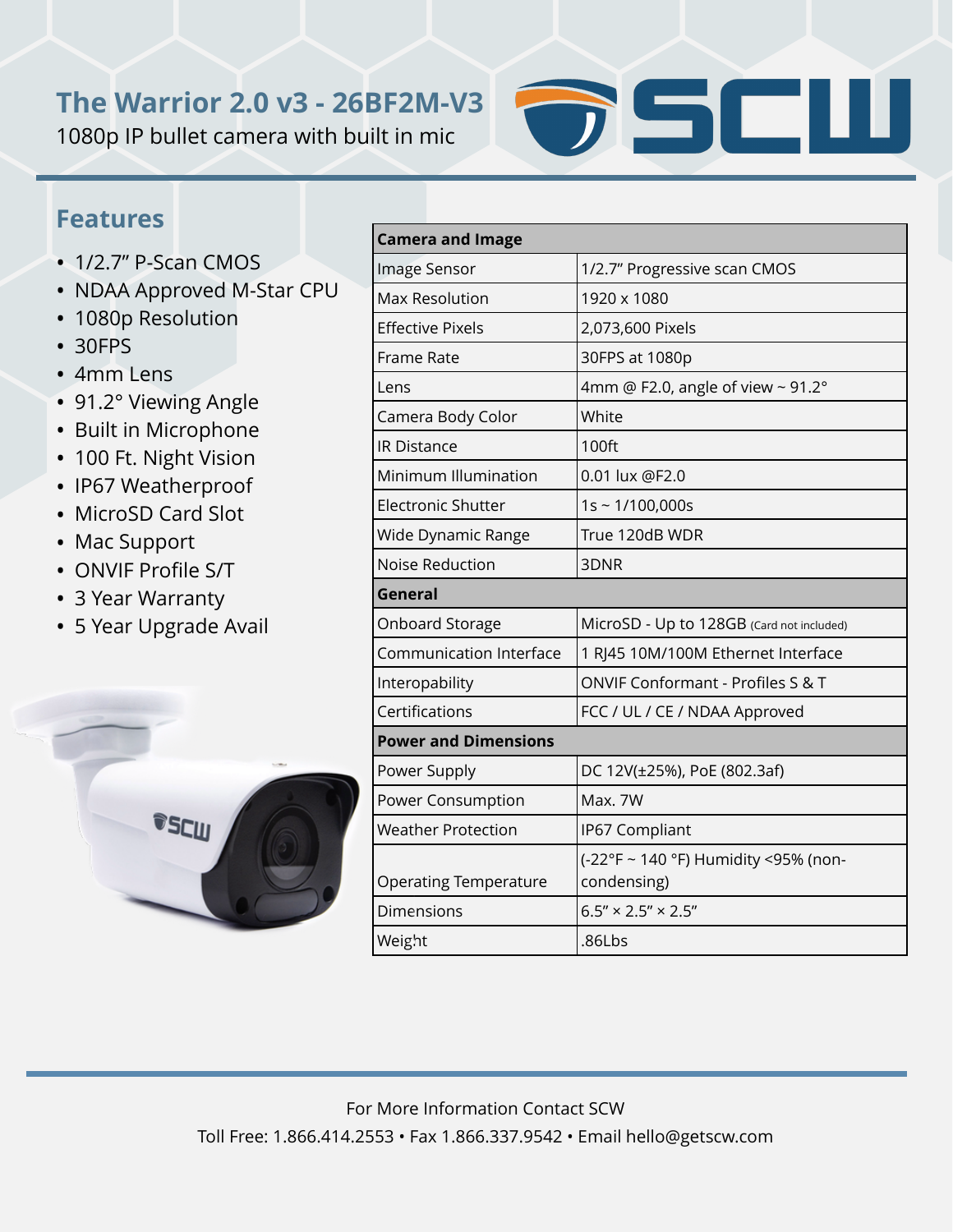# The Warrior 2.0 v3 - 26BF2M-V3

1080p IP bullet camera with built in mic

## Features

- 1/2.7" P-Scan CMOS
- NDAA Approved M-Star CPU
- 1080p Resolution
- 30FPS
- 4mm Lens
- 91.2° Viewing Angle
- Built in Microphone
- 100 Ft. Night Vision
- IP67 Weatherproof
- MicroSD Card Slot
- Mac Support
- ONVIF Profile S/T
- 3 Year Warranty
- 5 Year Upgrade Avail

| **Camera and Image** | |
|---|---|
| Image Sensor | 1/2.7" Progressive scan CMOS |
| Max Resolution | 1920 x 1080 |
| Effective Pixels | 2,073,600 Pixels |
| Frame Rate | 30FPS at 1080p |
| Lens | 4mm @ F2.0, angle of view ~ 91.2° |
| Camera Body Color | White |
| IR Distance | 100ft |
| Minimum Illumination | 0.01 lux @F2.0 |
| Electronic Shutter | 1s ~ 1/100,000s |
| Wide Dynamic Range | True 120dB WDR |
| Noise Reduction | 3DNR |
| **General** | |
| Onboard Storage | MicroSD - Up to 128GB (Card not included) |
| Communication Interface | 1 RJ45 10M/100M Ethernet Interface |
| Interopability | ONVIF Conformant - Profiles S & T |
| Certifications | FCC / UL / CE / NDAA Approved |
| **Power and Dimensions** | |
| Power Supply | DC 12V(±25%), PoE (802.3af) |
| Power Consumption | Max. 7W |
| Weather Protection | IP67 Compliant |
| Operating Temperature | (-22°F ~ 140 °F) Humidity <95% (non-condensing) |
| Dimensions | 6.5" × 2.5" × 2.5" |
| Weight | .86Lbs |

For More Information Contact SCW

Toll Free: 1.866.414.2553 • Fax 1.866.337.9542 • Email hello@getscw.com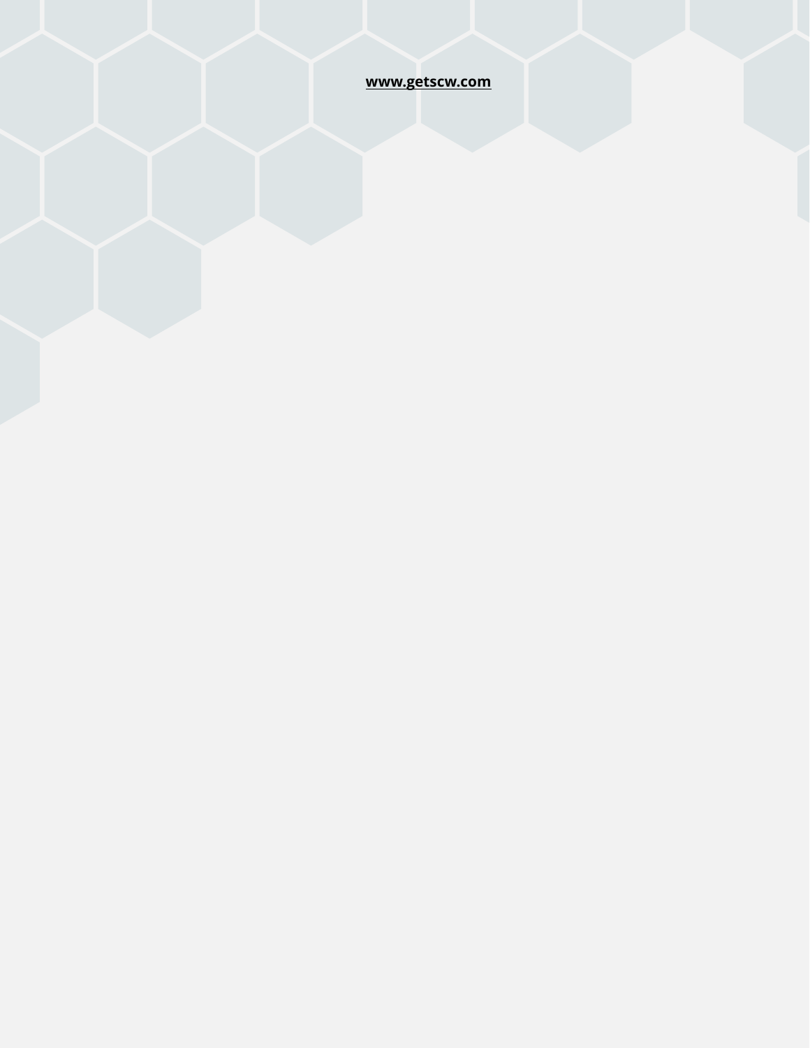**www.getscw.com**